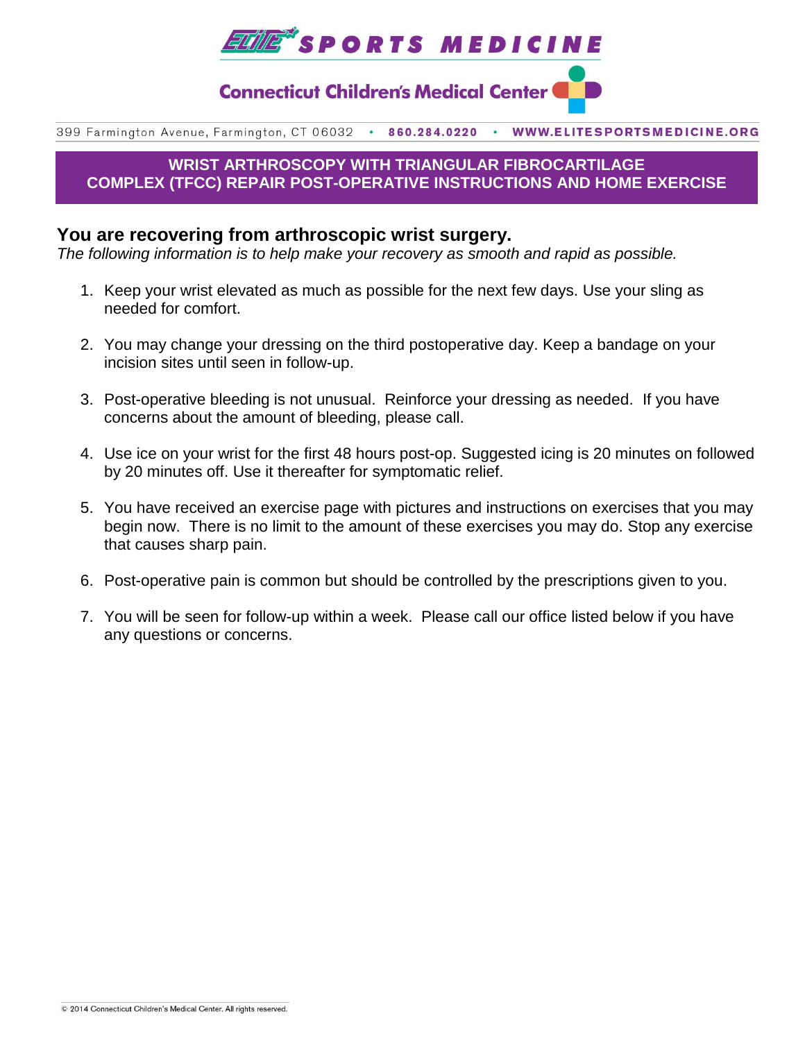**ELITE SPORTS MEDICINE**

**Connecticut Children's Medical Center**

399 Farmington Avenue, Farmington, CT 06032 • **860.284.0220** • **WWW.ELITESPORTSMEDICINE.ORG**

# WRIST ARTHROSCOPY WITH TRIANGULAR FIBROCARTILAGE COMPLEX (TFCC) REPAIR POST-OPERATIVE INSTRUCTIONS AND HOME EXERCISE

## You are recovering from arthroscopic wrist surgery.

*The following information is to help make your recovery as smooth and rapid as possible.*

1. Keep your wrist elevated as much as possible for the next few days. Use your sling as needed for comfort.
2. You may change your dressing on the third postoperative day. Keep a bandage on your incision sites until seen in follow-up.
3. Post-operative bleeding is not unusual. Reinforce your dressing as needed. If you have concerns about the amount of bleeding, please call.
4. Use ice on your wrist for the first 48 hours post-op. Suggested icing is 20 minutes on followed by 20 minutes off. Use it thereafter for symptomatic relief.
5. You have received an exercise page with pictures and instructions on exercises that you may begin now. There is no limit to the amount of these exercises you may do. Stop any exercise that causes sharp pain.
6. Post-operative pain is common but should be controlled by the prescriptions given to you.
7. You will be seen for follow-up within a week. Please call our office listed below if you have any questions or concerns.

© 2014 Connecticut Children's Medical Center. All rights reserved.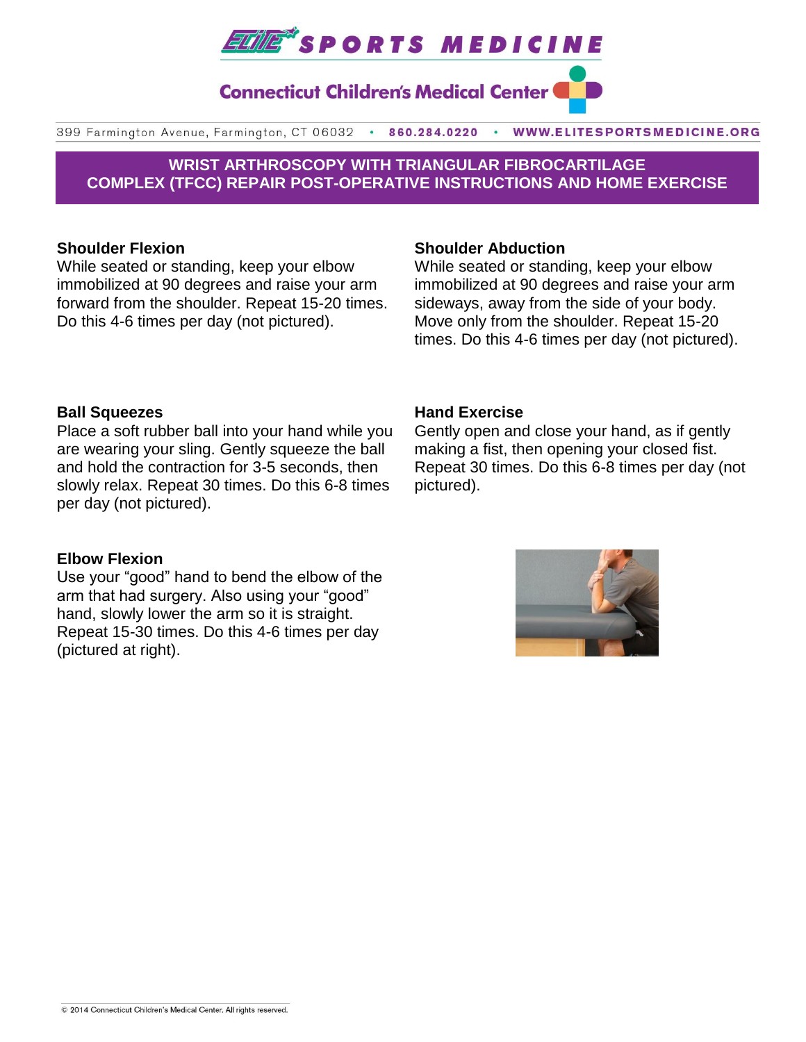**WRIST ARTHROSCOPY WITH TRIANGULAR FIBROCARTILAGE COMPLEX (TFCC) REPAIR POST-OPERATIVE INSTRUCTIONS AND HOME EXERCISE**

### Shoulder Flexion

While seated or standing, keep your elbow immobilized at 90 degrees and raise your arm forward from the shoulder. Repeat 15-20 times. Do this 4-6 times per day (not pictured).

### Shoulder Abduction

While seated or standing, keep your elbow immobilized at 90 degrees and raise your arm sideways, away from the side of your body. Move only from the shoulder. Repeat 15-20 times. Do this 4-6 times per day (not pictured).

### Ball Squeezes

Place a soft rubber ball into your hand while you are wearing your sling. Gently squeeze the ball and hold the contraction for 3-5 seconds, then slowly relax. Repeat 30 times. Do this 6-8 times per day (not pictured).

### Hand Exercise

Gently open and close your hand, as if gently making a fist, then opening your closed fist. Repeat 30 times. Do this 6-8 times per day (not pictured).

### Elbow Flexion

Use your "good" hand to bend the elbow of the arm that had surgery. Also using your "good" hand, slowly lower the arm so it is straight. Repeat 15-30 times. Do this 4-6 times per day (pictured at right).

© 2014 Connecticut Children's Medical Center. All rights reserved.